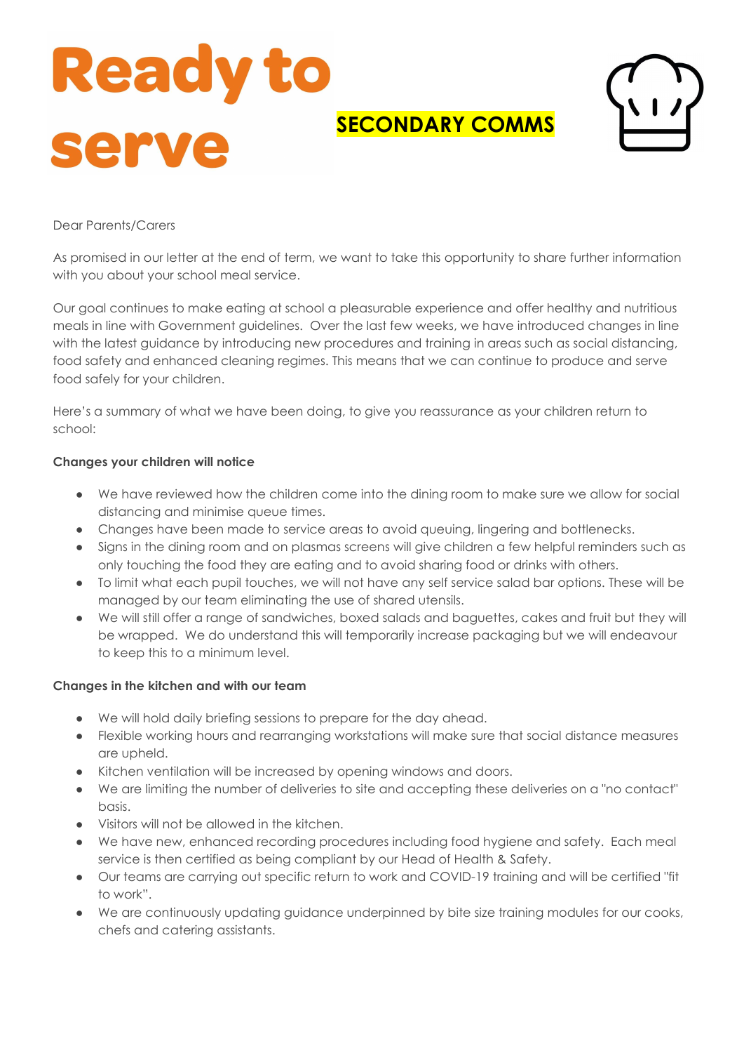# Ready to serve

**SECONDARY COMMS**

Dear Parents/Carers

As promised in our letter at the end of term, we want to take this opportunity to share further information with you about your school meal service.

Our goal continues to make eating at school a pleasurable experience and offer healthy and nutritious meals in line with Government guidelines. Over the last few weeks, we have introduced changes in line with the latest guidance by introducing new procedures and training in areas such as social distancing, food safety and enhanced cleaning regimes. This means that we can continue to produce and serve food safely for your children.

Here's a summary of what we have been doing, to give you reassurance as your children return to school:

**Changes your children will notice**

- We have reviewed how the children come into the dining room to make sure we allow for social distancing and minimise queue times.
- Changes have been made to service areas to avoid queuing, lingering and bottlenecks.
- Signs in the dining room and on plasmas screens will give children a few helpful reminders such as only touching the food they are eating and to avoid sharing food or drinks with others.
- To limit what each pupil touches, we will not have any self service salad bar options. These will be managed by our team eliminating the use of shared utensils.
- We will still offer a range of sandwiches, boxed salads and baguettes, cakes and fruit but they will be wrapped. We do understand this will temporarily increase packaging but we will endeavour to keep this to a minimum level.

**Changes in the kitchen and with our team**

- We will hold daily briefing sessions to prepare for the day ahead.
- Flexible working hours and rearranging workstations will make sure that social distance measures are upheld.
- Kitchen ventilation will be increased by opening windows and doors.
- We are limiting the number of deliveries to site and accepting these deliveries on a "no contact" basis.
- Visitors will not be allowed in the kitchen.
- We have new, enhanced recording procedures including food hygiene and safety. Each meal service is then certified as being compliant by our Head of Health & Safety.
- Our teams are carrying out specific return to work and COVID-19 training and will be certified "fit to work".
- We are continuously updating guidance underpinned by bite size training modules for our cooks, chefs and catering assistants.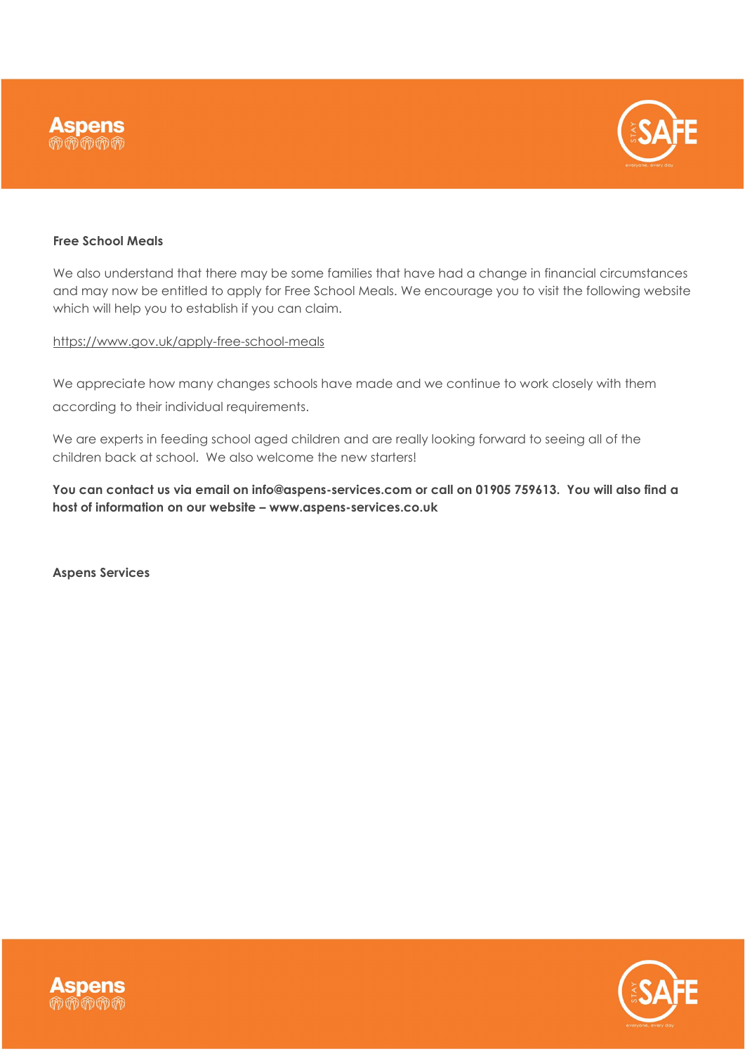**Free School Meals**

We also understand that there may be some families that have had a change in financial circumstances and may now be entitled to apply for Free School Meals. We encourage you to visit the following website which will help you to establish if you can claim.

https://www.gov.uk/apply-free-school-meals

We appreciate how many changes schools have made and we continue to work closely with them according to their individual requirements.

We are experts in feeding school aged children and are really looking forward to seeing all of the children back at school. We also welcome the new starters!

**You can contact us via email on info@aspens-services.com or call on 01905 759613. You will also find a host of information on our website – www.aspens-services.co.uk**

**Aspens Services**